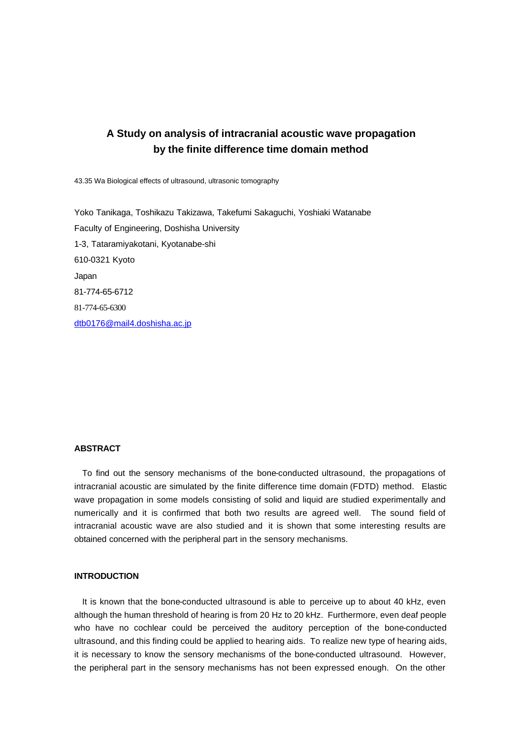# A Study on analysis of intracranial acoustic wave propagation by the finite difference time domain method

43.35 Wa Biological effects of ultrasound, ultrasonic tomography

Yoko Tanikaga, Toshikazu Takizawa, Takefumi Sakaguchi, Yoshiaki Watanabe
Faculty of Engineering, Doshisha University
1-3, Tataramiyakotani, Kyotanabe-shi
610-0321 Kyoto
Japan
81-774-65-6712
81-774-65-6300
dtb0176@mail4.doshisha.ac.jp

## ABSTRACT

To find out the sensory mechanisms of the bone-conducted ultrasound, the propagations of intracranial acoustic are simulated by the finite difference time domain (FDTD) method. Elastic wave propagation in some models consisting of solid and liquid are studied experimentally and numerically and it is confirmed that both two results are agreed well. The sound field of intracranial acoustic wave are also studied and it is shown that some interesting results are obtained concerned with the peripheral part in the sensory mechanisms.

## INTRODUCTION

It is known that the bone-conducted ultrasound is able to perceive up to about 40 kHz, even although the human threshold of hearing is from 20 Hz to 20 kHz. Furthermore, even deaf people who have no cochlear could be perceived the auditory perception of the bone-conducted ultrasound, and this finding could be applied to hearing aids. To realize new type of hearing aids, it is necessary to know the sensory mechanisms of the bone-conducted ultrasound. However, the peripheral part in the sensory mechanisms has not been expressed enough. On the other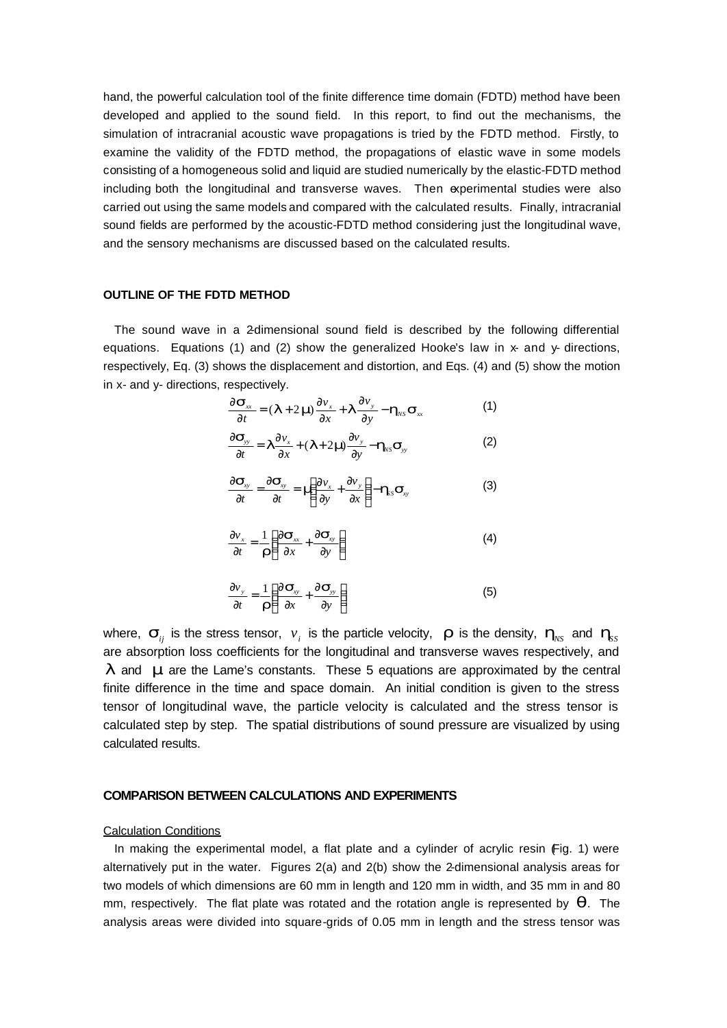hand, the powerful calculation tool of the finite difference time domain (FDTD) method have been developed and applied to the sound field. In this report, to find out the mechanisms, the simulation of intracranial acoustic wave propagations is tried by the FDTD method. Firstly, to examine the validity of the FDTD method, the propagations of elastic wave in some models consisting of a homogeneous solid and liquid are studied numerically by the elastic-FDTD method including both the longitudinal and transverse waves. Then experimental studies were also carried out using the same models and compared with the calculated results. Finally, intracranial sound fields are performed by the acoustic-FDTD method considering just the longitudinal wave, and the sensory mechanisms are discussed based on the calculated results.

## OUTLINE OF THE FDTD METHOD

The sound wave in a 2-dimensional sound field is described by the following differential equations. Equations (1) and (2) show the generalized Hooke's law in x- and y- directions, respectively, Eq. (3) shows the displacement and distortion, and Eqs. (4) and (5) show the motion in x- and y- directions, respectively.

$$\frac{\partial \sigma_{xx}}{\partial t} = (\lambda + 2\mu)\frac{\partial v_x}{\partial x} + \lambda \frac{\partial v_y}{\partial y} - \eta_{NS}\sigma_{xx} \tag{1}$$

$$\frac{\partial \sigma_{yy}}{\partial t} = \lambda \frac{\partial v_x}{\partial x} + (\lambda + 2\mu)\frac{\partial v_y}{\partial y} - \eta_{NS}\sigma_{yy} \tag{2}$$

$$\frac{\partial \sigma_{xy}}{\partial t} = \frac{\partial \sigma_{xy}}{\partial t} = \mu\left(\frac{\partial v_x}{\partial y} + \frac{\partial v_y}{\partial x}\right) - \eta_{SS}\sigma_{xy} \tag{3}$$

$$\frac{\partial v_x}{\partial t} = \frac{1}{\rho}\left(\frac{\partial \sigma_{xx}}{\partial x} + \frac{\partial \sigma_{xy}}{\partial y}\right) \tag{4}$$

$$\frac{\partial v_y}{\partial t} = \frac{1}{\rho}\left(\frac{\partial \sigma_{xy}}{\partial x} + \frac{\partial \sigma_{yy}}{\partial y}\right) \tag{5}$$

where, $\sigma_{ij}$ is the stress tensor, $v_i$ is the particle velocity, $\rho$ is the density, $\eta_{NS}$ and $\eta_{SS}$ are absorption loss coefficients for the longitudinal and transverse waves respectively, and $\lambda$ and $\mu$ are the Lame's constants. These 5 equations are approximated by the central finite difference in the time and space domain. An initial condition is given to the stress tensor of longitudinal wave, the particle velocity is calculated and the stress tensor is calculated step by step. The spatial distributions of sound pressure are visualized by using calculated results.

## COMPARISON BETWEEN CALCULATIONS AND EXPERIMENTS

### Calculation Conditions

In making the experimental model, a flat plate and a cylinder of acrylic resin (Fig. 1) were alternatively put in the water. Figures 2(a) and 2(b) show the 2-dimensional analysis areas for two models of which dimensions are 60 mm in length and 120 mm in width, and 35 mm in and 80 mm, respectively. The flat plate was rotated and the rotation angle is represented by $\theta$. The analysis areas were divided into square-grids of 0.05 mm in length and the stress tensor was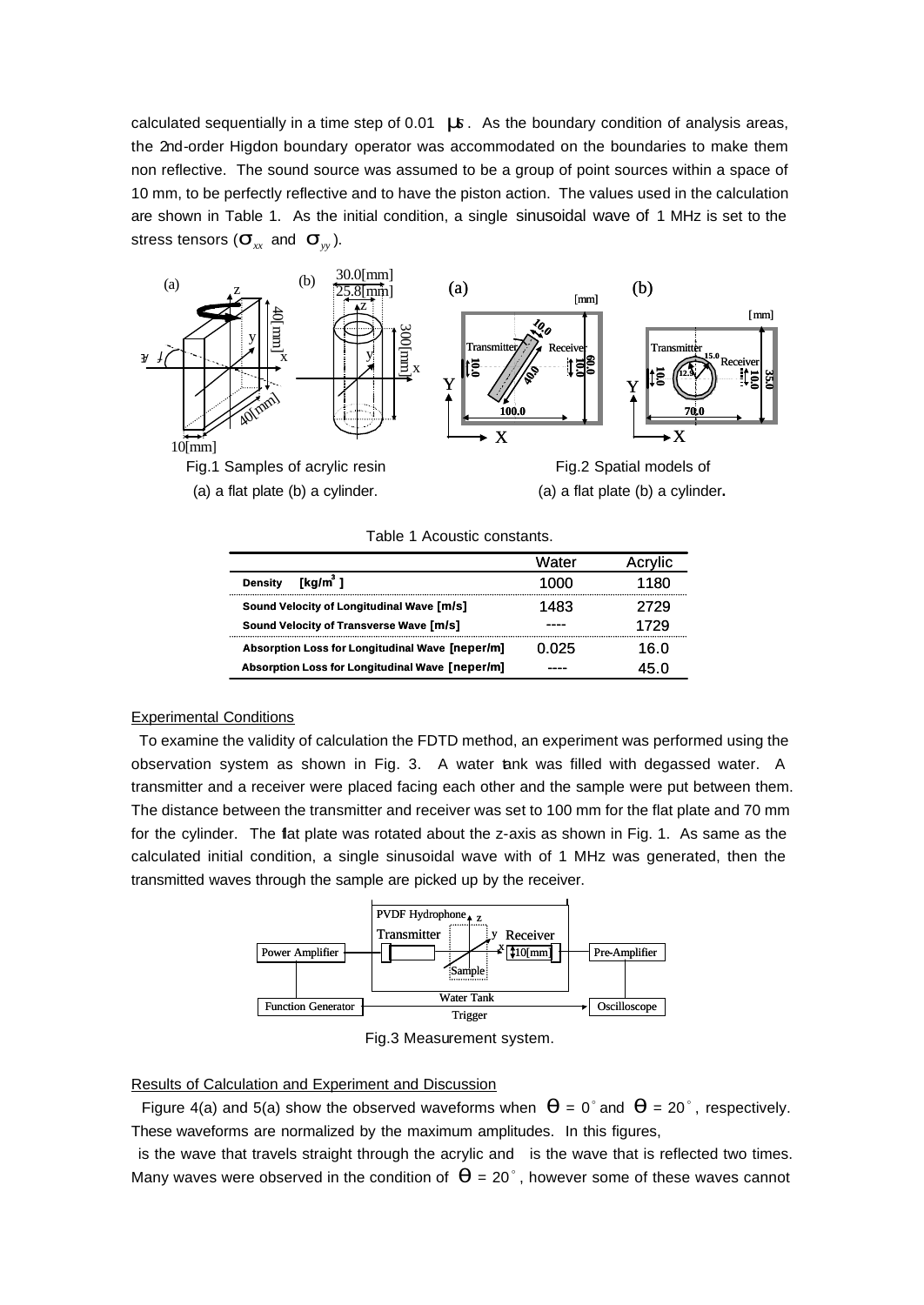calculated sequentially in a time step of 0.01 μs. As the boundary condition of analysis areas, the 2nd-order Higdon boundary operator was accommodated on the boundaries to make them non reflective. The sound source was assumed to be a group of point sources within a space of 10 mm, to be perfectly reflective and to have the piston action. The values used in the calculation are shown in Table 1. As the initial condition, a single sinusoidal wave of 1 MHz is set to the stress tensors ($\sigma_{xx}$ and $\sigma_{yy}$).

Fig.1 Samples of acrylic resin (a) a flat plate (b) a cylinder.

Fig.2 Spatial models of (a) a flat plate (b) a cylinder.

Table 1 Acoustic constants.

| | Water | Acrylic |
|---|---|---|
| Density [kg/m$^3$] | 1000 | 1180 |
| Sound Velocity of Longitudinal Wave [m/s] | 1483 | 2729 |
| Sound Velocity of Transverse Wave [m/s] | ---- | 1729 |
| Absorption Loss for Longitudinal Wave [neper/m] | 0.025 | 16.0 |
| Absorption Loss for Longitudinal Wave [neper/m] | ---- | 45.0 |

## Experimental Conditions

To examine the validity of calculation the FDTD method, an experiment was performed using the observation system as shown in Fig. 3. A water tank was filled with degassed water. A transmitter and a receiver were placed facing each other and the sample were put between them. The distance between the transmitter and receiver was set to 100 mm for the flat plate and 70 mm for the cylinder. The flat plate was rotated about the z-axis as shown in Fig. 1. As same as the calculated initial condition, a single sinusoidal wave with of 1 MHz was generated, then the transmitted waves through the sample are picked up by the receiver.

Fig.3 Measurement system.

## Results of Calculation and Experiment and Discussion

Figure 4(a) and 5(a) show the observed waveforms when $\theta = 0°$ and $\theta = 20°$, respectively. These waveforms are normalized by the maximum amplitudes. In this figures, is the wave that travels straight through the acrylic and is the wave that is reflected two times. Many waves were observed in the condition of $\theta = 20°$, however some of these waves cannot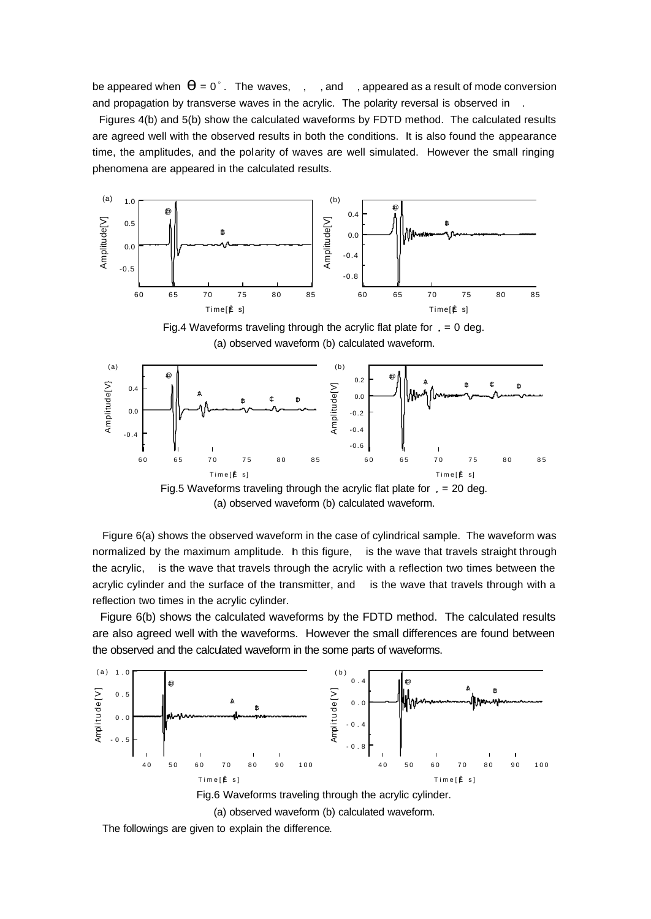be appeared when $\theta = 0^{\circ}$. The waves, , , and , appeared as a result of mode conversion and propagation by transverse waves in the acrylic. The polarity reversal is observed in .

Figures 4(b) and 5(b) show the calculated waveforms by FDTD method. The calculated results are agreed well with the observed results in both the conditions. It is also found the appearance time, the amplitudes, and the polarity of waves are well simulated. However the small ringing phenomena are appeared in the calculated results.

Fig.4 Waveforms traveling through the acrylic flat plate for $\theta$ = 0 deg.
(a) observed waveform (b) calculated waveform.

Fig.5 Waveforms traveling through the acrylic flat plate for $\theta$ = 20 deg.
(a) observed waveform (b) calculated waveform.

Figure 6(a) shows the observed waveform in the case of cylindrical sample. The waveform was normalized by the maximum amplitude. In this figure, is the wave that travels straight through the acrylic, is the wave that travels through the acrylic with a reflection two times between the acrylic cylinder and the surface of the transmitter, and is the wave that travels through with a reflection two times in the acrylic cylinder.

Figure 6(b) shows the calculated waveforms by the FDTD method. The calculated results are also agreed well with the waveforms. However the small differences are found between the observed and the calculated waveform in the some parts of waveforms.

Fig.6 Waveforms traveling through the acrylic cylinder.
(a) observed waveform (b) calculated waveform.

The followings are given to explain the difference.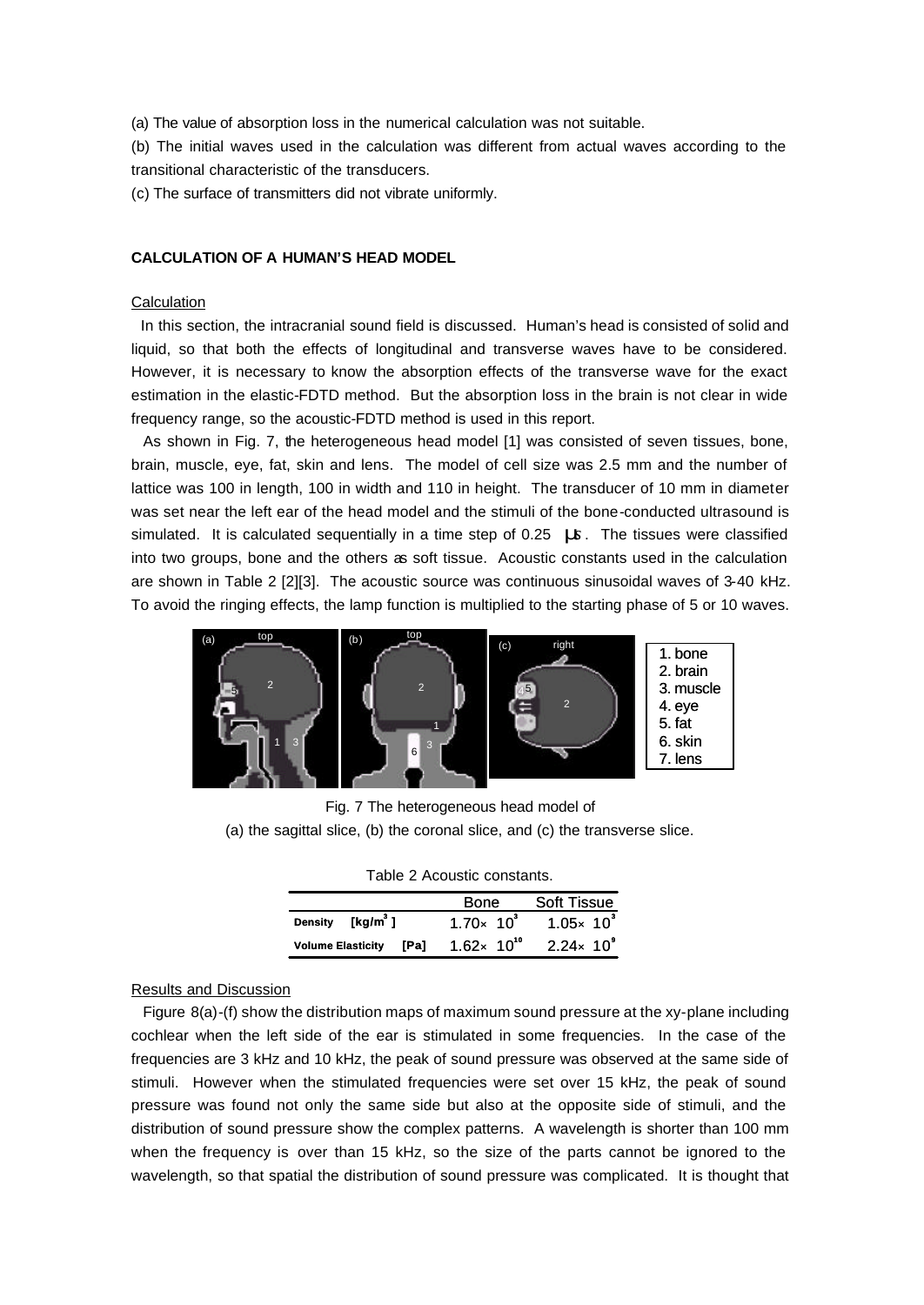(a) The value of absorption loss in the numerical calculation was not suitable.

(b) The initial waves used in the calculation was different from actual waves according to the transitional characteristic of the transducers.

(c) The surface of transmitters did not vibrate uniformly.

## CALCULATION OF A HUMAN'S HEAD MODEL

### Calculation

In this section, the intracranial sound field is discussed. Human's head is consisted of solid and liquid, so that both the effects of longitudinal and transverse waves have to be considered. However, it is necessary to know the absorption effects of the transverse wave for the exact estimation in the elastic-FDTD method. But the absorption loss in the brain is not clear in wide frequency range, so the acoustic-FDTD method is used in this report.

As shown in Fig. 7, the heterogeneous head model [1] was consisted of seven tissues, bone, brain, muscle, eye, fat, skin and lens. The model of cell size was 2.5 mm and the number of lattice was 100 in length, 100 in width and 110 in height. The transducer of 10 mm in diameter was set near the left ear of the head model and the stimuli of the bone-conducted ultrasound is simulated. It is calculated sequentially in a time step of 0.25 μs. The tissues were classified into two groups, bone and the others as soft tissue. Acoustic constants used in the calculation are shown in Table 2 [2][3]. The acoustic source was continuous sinusoidal waves of 3-40 kHz. To avoid the ringing effects, the lamp function is multiplied to the starting phase of 5 or 10 waves.

1. bone
2. brain
3. muscle
4. eye
5. fat
6. skin
7. lens

Fig. 7 The heterogeneous head model of (a) the sagittal slice, (b) the coronal slice, and (c) the transverse slice.

Table 2 Acoustic constants.

| | Bone | Soft Tissue |
|---|---|---|
| Density [kg/m$^3$] | $1.70\times 10^3$ | $1.05\times 10^3$ |
| Volume Elasticity [Pa] | $1.62\times 10^{10}$ | $2.24\times 10^9$ |

### Results and Discussion

Figure 8(a)-(f) show the distribution maps of maximum sound pressure at the xy-plane including cochlear when the left side of the ear is stimulated in some frequencies. In the case of the frequencies are 3 kHz and 10 kHz, the peak of sound pressure was observed at the same side of stimuli. However when the stimulated frequencies were set over 15 kHz, the peak of sound pressure was found not only the same side but also at the opposite side of stimuli, and the distribution of sound pressure show the complex patterns. A wavelength is shorter than 100 mm when the frequency is over than 15 kHz, so the size of the parts cannot be ignored to the wavelength, so that spatial the distribution of sound pressure was complicated. It is thought that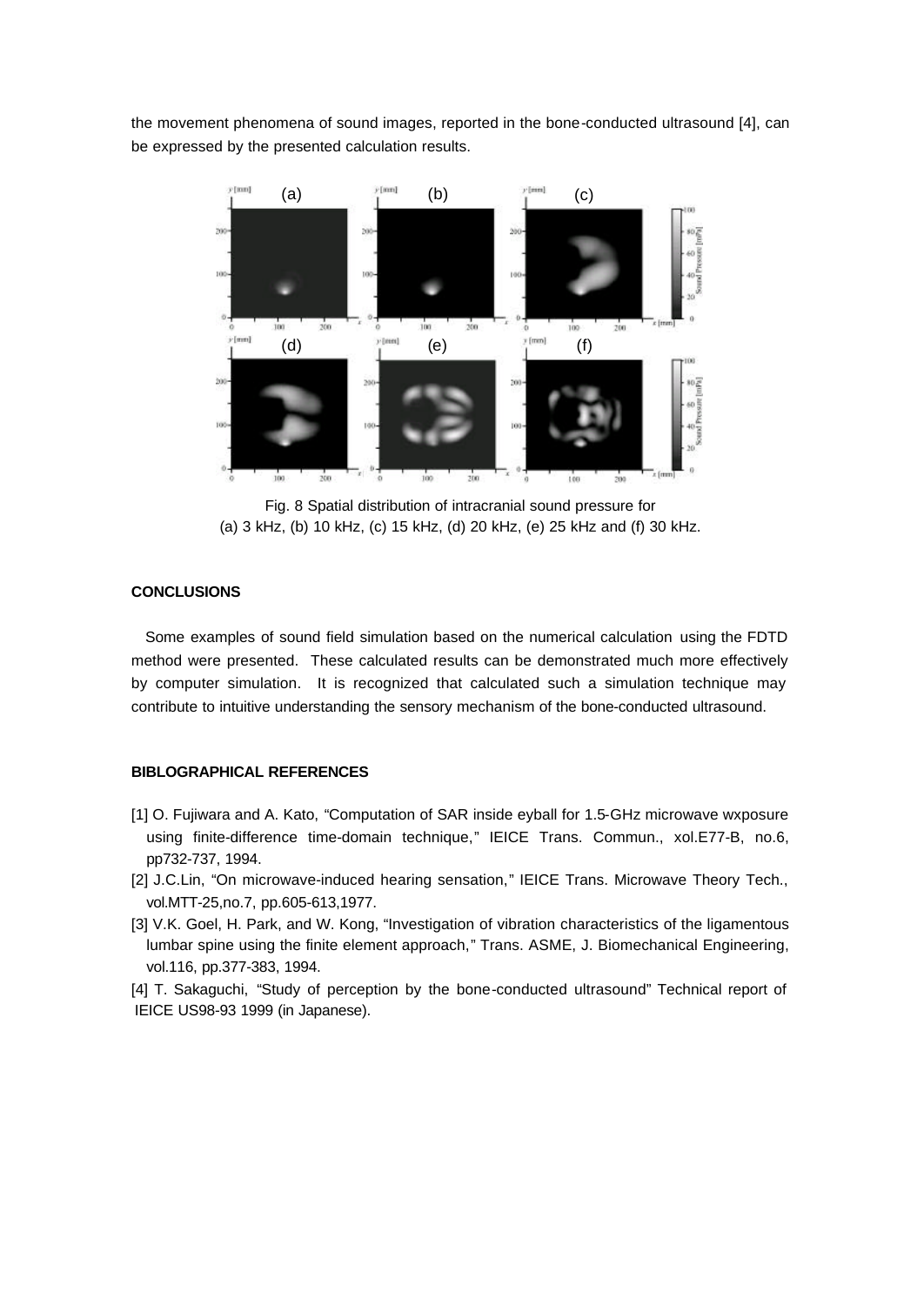the movement phenomena of sound images, reported in the bone-conducted ultrasound [4], can be expressed by the presented calculation results.

(a) (b) (c)

(d) (e) (f)

y [mm]

x [mm]

Sound Pressure [mPa]

Fig. 8 Spatial distribution of intracranial sound pressure for
(a) 3 kHz, (b) 10 kHz, (c) 15 kHz, (d) 20 kHz, (e) 25 kHz and (f) 30 kHz.

## CONCLUSIONS

Some examples of sound field simulation based on the numerical calculation using the FDTD method were presented. These calculated results can be demonstrated much more effectively by computer simulation. It is recognized that calculated such a simulation technique may contribute to intuitive understanding the sensory mechanism of the bone-conducted ultrasound.

## BIBLOGRAPHICAL REFERENCES

[1] O. Fujiwara and A. Kato, "Computation of SAR inside eyball for 1.5-GHz microwave wxposure using finite-difference time-domain technique," IEICE Trans. Commun., xol.E77-B, no.6, pp732-737, 1994.

[2] J.C.Lin, "On microwave-induced hearing sensation," IEICE Trans. Microwave Theory Tech., vol.MTT-25,no.7, pp.605-613,1977.

[3] V.K. Goel, H. Park, and W. Kong, "Investigation of vibration characteristics of the ligamentous lumbar spine using the finite element approach," Trans. ASME, J. Biomechanical Engineering, vol.116, pp.377-383, 1994.

[4] T. Sakaguchi, "Study of perception by the bone-conducted ultrasound" Technical report of IEICE US98-93 1999 (in Japanese).